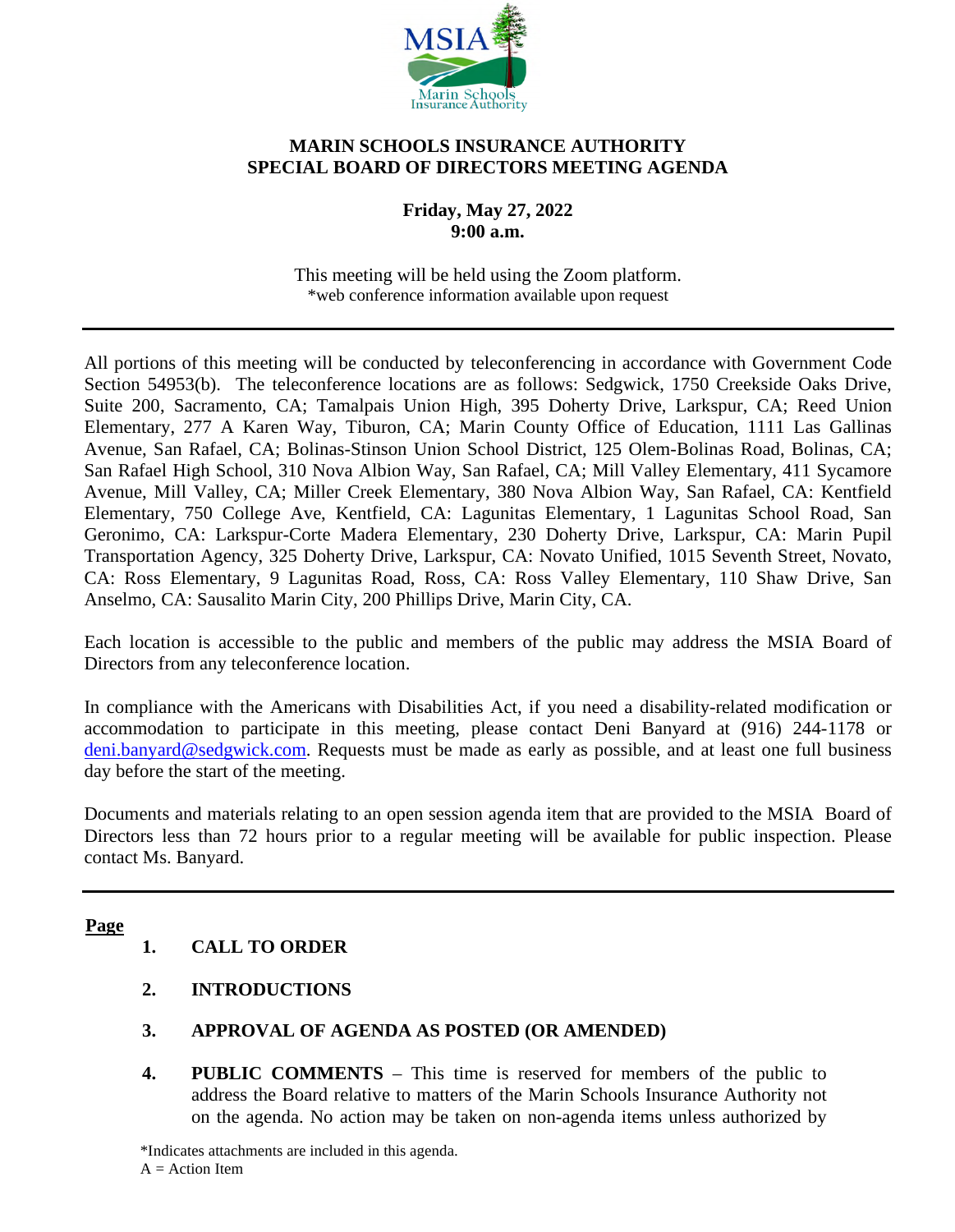# MARIN SCHOOLS INSURANCE AUTHORITY
# SPECIAL BOARD OF DIRECTORS MEETING AGENDA

**Friday, May 27, 2022**
**9:00 a.m.**

This meeting will be held using the Zoom platform.
*web conference information available upon request

---

All portions of this meeting will be conducted by teleconferencing in accordance with Government Code Section 54953(b). The teleconference locations are as follows: Sedgwick, 1750 Creekside Oaks Drive, Suite 200, Sacramento, CA; Tamalpais Union High, 395 Doherty Drive, Larkspur, CA; Reed Union Elementary, 277 A Karen Way, Tiburon, CA; Marin County Office of Education, 1111 Las Gallinas Avenue, San Rafael, CA; Bolinas-Stinson Union School District, 125 Olem-Bolinas Road, Bolinas, CA; San Rafael High School, 310 Nova Albion Way, San Rafael, CA; Mill Valley Elementary, 411 Sycamore Avenue, Mill Valley, CA; Miller Creek Elementary, 380 Nova Albion Way, San Rafael, CA: Kentfield Elementary, 750 College Ave, Kentfield, CA: Lagunitas Elementary, 1 Lagunitas School Road, San Geronimo, CA: Larkspur-Corte Madera Elementary, 230 Doherty Drive, Larkspur, CA: Marin Pupil Transportation Agency, 325 Doherty Drive, Larkspur, CA: Novato Unified, 1015 Seventh Street, Novato, CA: Ross Elementary, 9 Lagunitas Road, Ross, CA: Ross Valley Elementary, 110 Shaw Drive, San Anselmo, CA: Sausalito Marin City, 200 Phillips Drive, Marin City, CA.

Each location is accessible to the public and members of the public may address the MSIA Board of Directors from any teleconference location.

In compliance with the Americans with Disabilities Act, if you need a disability-related modification or accommodation to participate in this meeting, please contact Deni Banyard at (916) 244-1178 or deni.banyard@sedgwick.com. Requests must be made as early as possible, and at least one full business day before the start of the meeting.

Documents and materials relating to an open session agenda item that are provided to the MSIA Board of Directors less than 72 hours prior to a regular meeting will be available for public inspection. Please contact Ms. Banyard.

---

**Page**

1. **CALL TO ORDER**

2. **INTRODUCTIONS**

3. **APPROVAL OF AGENDA AS POSTED (OR AMENDED)**

4. **PUBLIC COMMENTS** – This time is reserved for members of the public to address the Board relative to matters of the Marin Schools Insurance Authority not on the agenda. No action may be taken on non-agenda items unless authorized by

*Indicates attachments are included in this agenda.
A = Action Item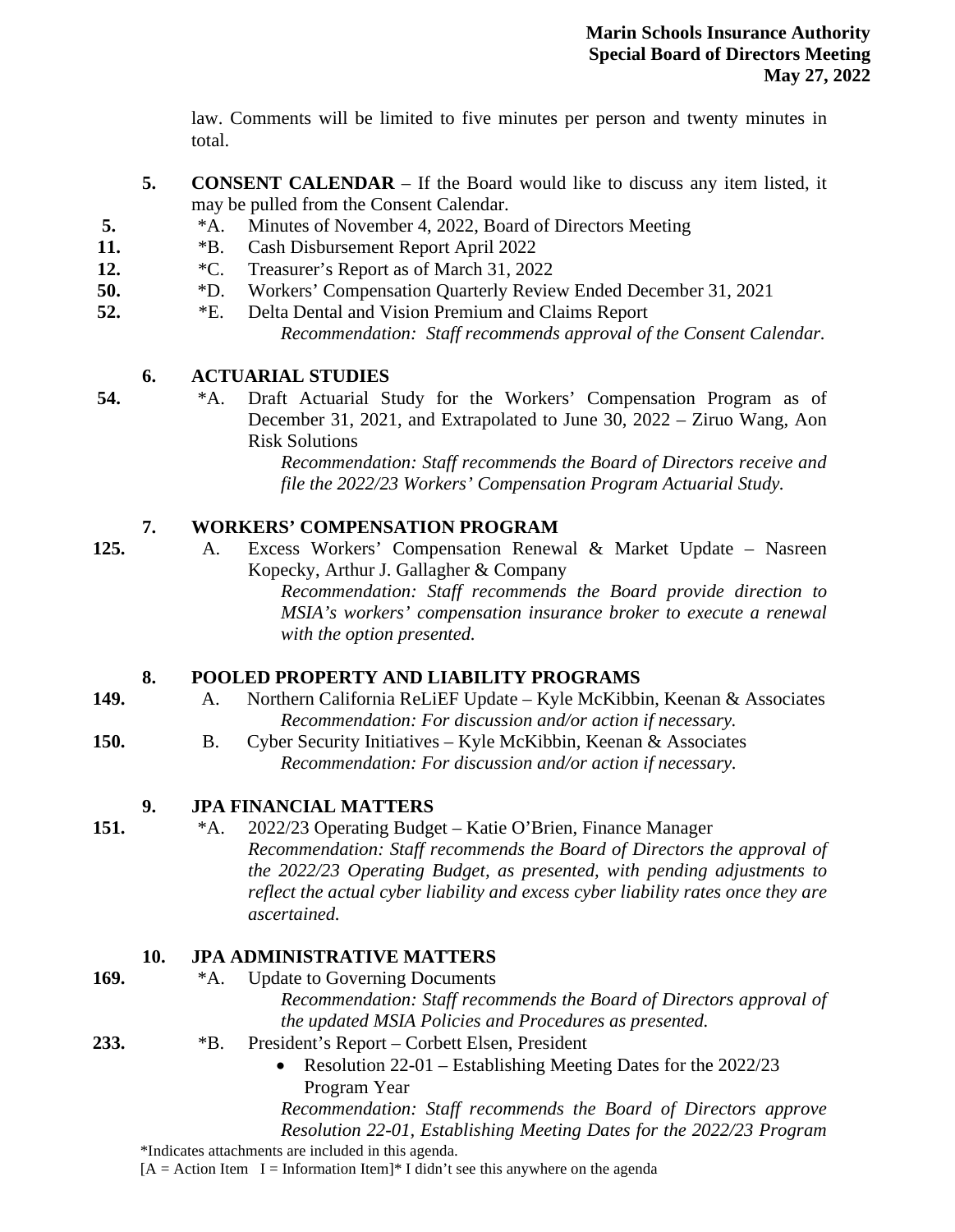law. Comments will be limited to five minutes per person and twenty minutes in total.

**5. CONSENT CALENDAR** – If the Board would like to discuss any item listed, it may be pulled from the Consent Calendar.

5. *A. Minutes of November 4, 2022, Board of Directors Meeting
11. *B. Cash Disbursement Report April 2022
12. *C. Treasurer's Report as of March 31, 2022
50. *D. Workers' Compensation Quarterly Review Ended December 31, 2021
52. *E. Delta Dental and Vision Premium and Claims Report

*Recommendation: Staff recommends approval of the Consent Calendar.*

**6. ACTUARIAL STUDIES**

54. *A. Draft Actuarial Study for the Workers' Compensation Program as of December 31, 2021, and Extrapolated to June 30, 2022 – Ziruo Wang, Aon Risk Solutions

*Recommendation: Staff recommends the Board of Directors receive and file the 2022/23 Workers' Compensation Program Actuarial Study.*

**7. WORKERS' COMPENSATION PROGRAM**

125. A. Excess Workers' Compensation Renewal & Market Update – Nasreen Kopecky, Arthur J. Gallagher & Company

*Recommendation: Staff recommends the Board provide direction to MSIA's workers' compensation insurance broker to execute a renewal with the option presented.*

**8. POOLED PROPERTY AND LIABILITY PROGRAMS**

149. A. Northern California ReLiEF Update – Kyle McKibbin, Keenan & Associates

*Recommendation: For discussion and/or action if necessary.*

150. B. Cyber Security Initiatives – Kyle McKibbin, Keenan & Associates

*Recommendation: For discussion and/or action if necessary.*

**9. JPA FINANCIAL MATTERS**

151. *A. 2022/23 Operating Budget – Katie O'Brien, Finance Manager

*Recommendation: Staff recommends the Board of Directors the approval of the 2022/23 Operating Budget, as presented, with pending adjustments to reflect the actual cyber liability and excess cyber liability rates once they are ascertained.*

**10. JPA ADMINISTRATIVE MATTERS**

169. *A. Update to Governing Documents

*Recommendation: Staff recommends the Board of Directors approval of the updated MSIA Policies and Procedures as presented.*

233. *B. President's Report – Corbett Elsen, President

- Resolution 22-01 – Establishing Meeting Dates for the 2022/23 Program Year

*Recommendation: Staff recommends the Board of Directors approve Resolution 22-01, Establishing Meeting Dates for the 2022/23 Program*

*Indicates attachments are included in this agenda.
[A = Action Item I = Information Item]* I didn't see this anywhere on the agenda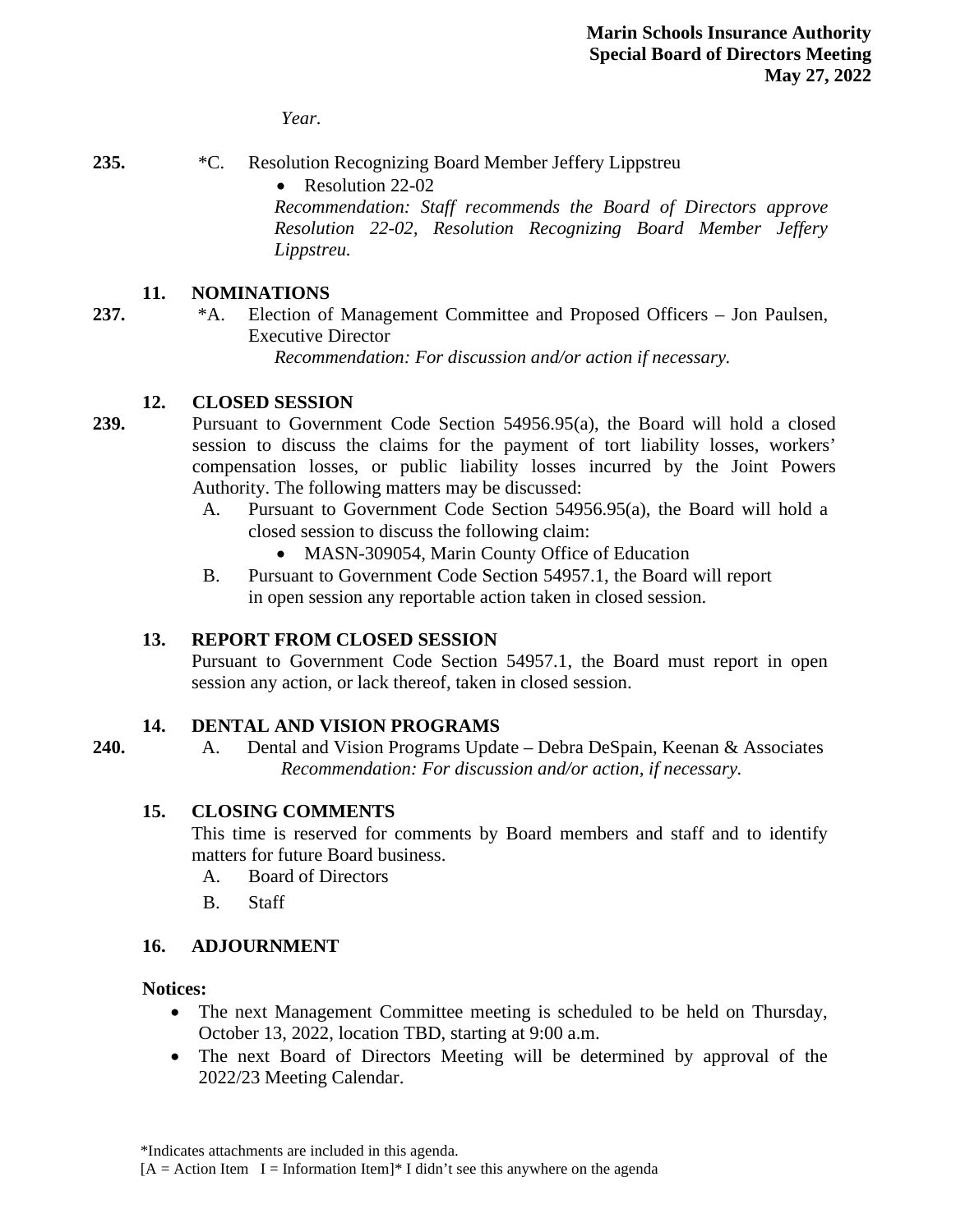*Year.*

**235.** *C. Resolution Recognizing Board Member Jeffery Lippstreu

- Resolution 22-02

*Recommendation: Staff recommends the Board of Directors approve Resolution 22-02, Resolution Recognizing Board Member Jeffery Lippstreu.*

## 11. NOMINATIONS

**237.** *A. Election of Management Committee and Proposed Officers – Jon Paulsen, Executive Director

*Recommendation: For discussion and/or action if necessary.*

## 12. CLOSED SESSION

**239.** Pursuant to Government Code Section 54956.95(a), the Board will hold a closed session to discuss the claims for the payment of tort liability losses, workers' compensation losses, or public liability losses incurred by the Joint Powers Authority. The following matters may be discussed:

A. Pursuant to Government Code Section 54956.95(a), the Board will hold a closed session to discuss the following claim:

- MASN-309054, Marin County Office of Education

B. Pursuant to Government Code Section 54957.1, the Board will report in open session any reportable action taken in closed session.

## 13. REPORT FROM CLOSED SESSION

Pursuant to Government Code Section 54957.1, the Board must report in open session any action, or lack thereof, taken in closed session.

## 14. DENTAL AND VISION PROGRAMS

**240.** A. Dental and Vision Programs Update – Debra DeSpain, Keenan & Associates

*Recommendation: For discussion and/or action, if necessary.*

## 15. CLOSING COMMENTS

This time is reserved for comments by Board members and staff and to identify matters for future Board business.

A. Board of Directors

B. Staff

## 16. ADJOURNMENT

**Notices:**

- The next Management Committee meeting is scheduled to be held on Thursday, October 13, 2022, location TBD, starting at 9:00 a.m.
- The next Board of Directors Meeting will be determined by approval of the 2022/23 Meeting Calendar.

*Indicates attachments are included in this agenda.

[A = Action Item I = Information Item]* I didn't see this anywhere on the agenda